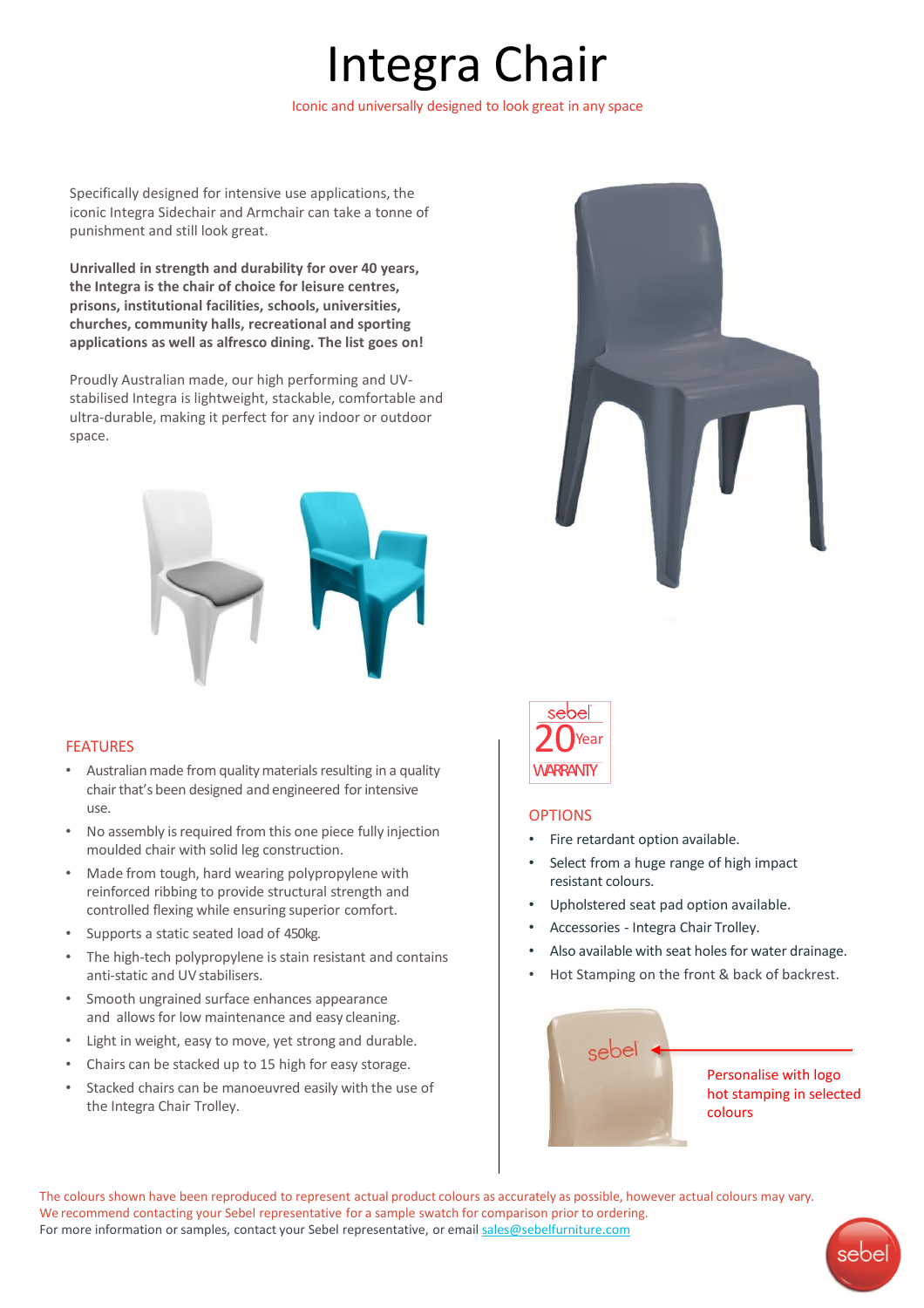# Integra Chair

Iconic and universally designed to look great in any space

Specifically designed for intensive use applications, the iconic Integra Sidechair and Armchair can take a tonne of punishment and still look great.

**Unrivalled in strength and durability for over 40 years, the Integra is the chair of choice for leisure centres, prisons, institutional facilities, schools, universities, churches, community halls, recreational and sporting applications as well as alfresco dining. The list goes on!**

Proudly Australian made, our high performing and UV-stabilised Integra is lightweight, stackable, comfortable and ultra-durable, making it perfect for any indoor or outdoor space.

## FEATURES

- Australian made from quality materials resulting in a quality chair that's been designed and engineered for intensive use.
- No assembly is required from this one piece fully injection moulded chair with solid leg construction.
- Made from tough, hard wearing polypropylene with reinforced ribbing to provide structural strength and controlled flexing while ensuring superior comfort.
- Supports a static seated load of 450kg.
- The high-tech polypropylene is stain resistant and contains anti-static and UV stabilisers.
- Smooth ungrained surface enhances appearance and allows for low maintenance and easy cleaning.
- Light in weight, easy to move, yet strong and durable.
- Chairs can be stacked up to 15 high for easy storage.
- Stacked chairs can be manoeuvred easily with the use of the Integra Chair Trolley.

sebel 20 Year WARRANTY

## OPTIONS

- Fire retardant option available.
- Select from a huge range of high impact resistant colours.
- Upholstered seat pad option available.
- Accessories - Integra Chair Trolley.
- Also available with seat holes for water drainage.
- Hot Stamping on the front & back of backrest.

Personalise with logo hot stamping in selected colours

The colours shown have been reproduced to represent actual product colours as accurately as possible, however actual colours may vary.
We recommend contacting your Sebel representative for a sample swatch for comparison prior to ordering.
For more information or samples, contact your Sebel representative, or email sales@sebelfurniture.com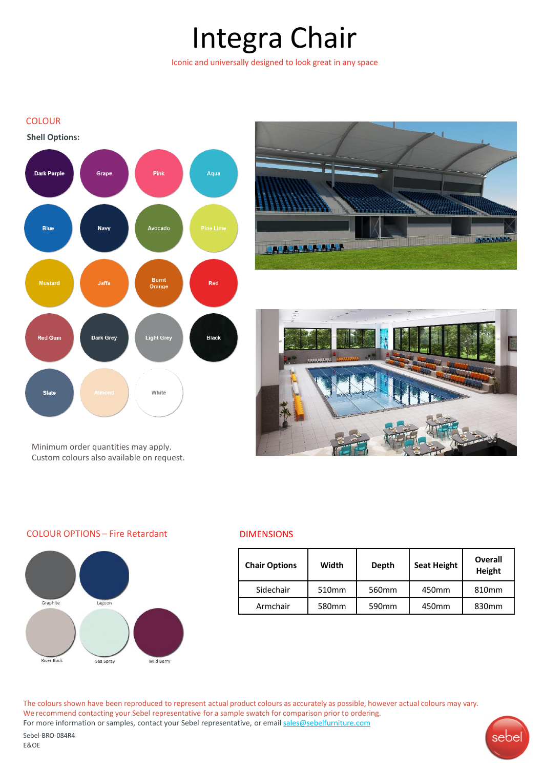# Integra Chair

Iconic and universally designed to look great in any space

## COLOUR

**Shell Options:**

Dark Purple
Grape
Pink
Aqua
Blue
Navy
Avocado
Pine Lime
Mustard
Jaffa
Burnt Orange
Red
Red Gum
Dark Grey
Light Grey
Black
Slate
Almond
White

Minimum order quantities may apply.
Custom colours also available on request.

## COLOUR OPTIONS – Fire Retardant

Graphite
Lagoon
River Rock
Sea Spray
Wild Berry

## DIMENSIONS

| Chair Options | Width | Depth | Seat Height | Overall Height |
|---|---|---|---|---|
| Sidechair | 510mm | 560mm | 450mm | 810mm |
| Armchair | 580mm | 590mm | 450mm | 830mm |

The colours shown have been reproduced to represent actual product colours as accurately as possible, however actual colours may vary.
We recommend contacting your Sebel representative for a sample swatch for comparison prior to ordering.
For more information or samples, contact your Sebel representative, or email sales@sebelfurniture.com

Sebel-BRO-084R4
E&OE